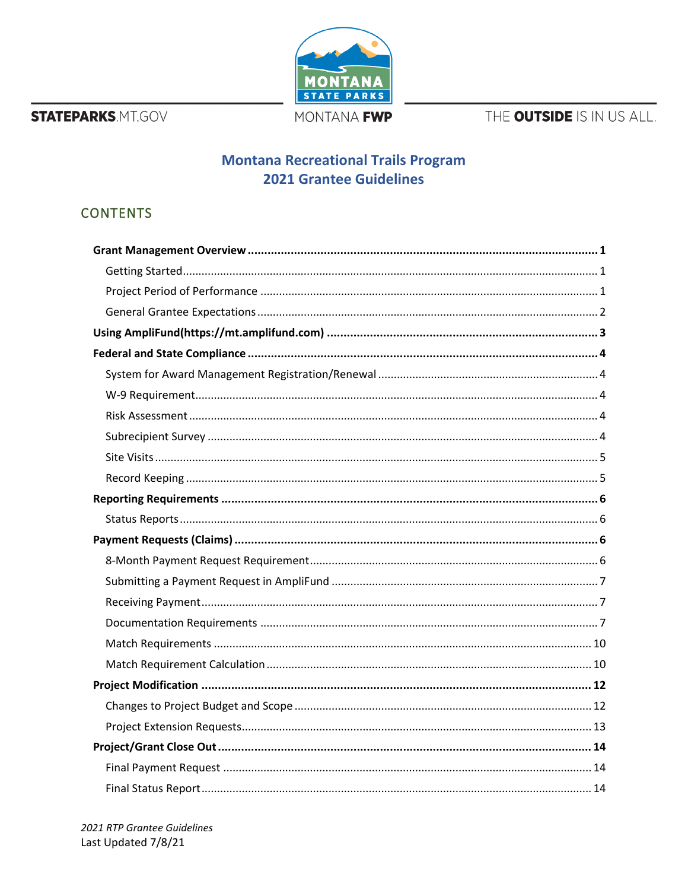STATEPARKS.MT.GOV

MONTANA STATE PARKS

MONTANA FWP

THE OUTSIDE IS IN US ALL.

# Montana Recreational Trails Program
# 2021 Grantee Guidelines

## CONTENTS

- **Grant Management Overview** ........ **1**
  - Getting Started ........ 1
  - Project Period of Performance ........ 1
  - General Grantee Expectations ........ 2
- **Using AmpliFund(https://mt.amplifund.com)** ........ **3**
- **Federal and State Compliance** ........ **4**
  - System for Award Management Registration/Renewal ........ 4
  - W-9 Requirement ........ 4
  - Risk Assessment ........ 4
  - Subrecipient Survey ........ 4
  - Site Visits ........ 5
  - Record Keeping ........ 5
- **Reporting Requirements** ........ **6**
  - Status Reports ........ 6
- **Payment Requests (Claims)** ........ **6**
  - 8-Month Payment Request Requirement ........ 6
  - Submitting a Payment Request in AmpliFund ........ 7
  - Receiving Payment ........ 7
  - Documentation Requirements ........ 7
  - Match Requirements ........ 10
  - Match Requirement Calculation ........ 10
- **Project Modification** ........ **12**
  - Changes to Project Budget and Scope ........ 12
  - Project Extension Requests ........ 13
- **Project/Grant Close Out** ........ **14**
  - Final Payment Request ........ 14
  - Final Status Report ........ 14

*2021 RTP Grantee Guidelines*
Last Updated 7/8/21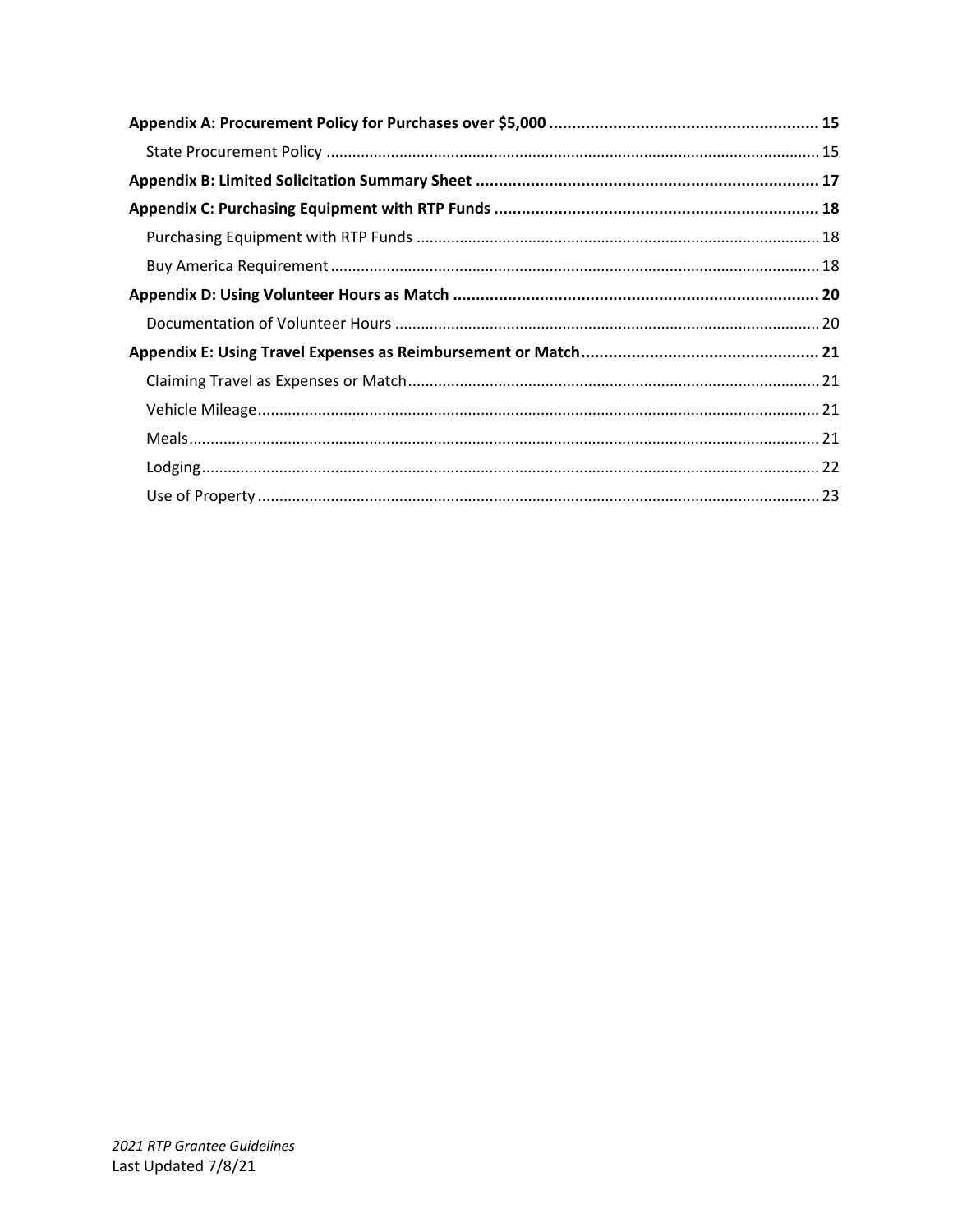**Appendix A: Procurement Policy for Purchases over $5,000** ........................................................ **15**

State Procurement Policy ........................................................................................................ 15

**Appendix B: Limited Solicitation Summary Sheet** ....................................................................... **17**

**Appendix C: Purchasing Equipment with RTP Funds** ................................................................... **18**

Purchasing Equipment with RTP Funds ......................................................................................... 18

Buy America Requirement ............................................................................................................ 18

**Appendix D: Using Volunteer Hours as Match** ............................................................................ **20**

Documentation of Volunteer Hours .............................................................................................. 20

**Appendix E: Using Travel Expenses as Reimbursement or Match** ................................................ **21**

Claiming Travel as Expenses or Match .......................................................................................... 21

Vehicle Mileage .............................................................................................................................. 21

Meals ............................................................................................................................................. 21

Lodging .......................................................................................................................................... 22

Use of Property .............................................................................................................................. 23

*2021 RTP Grantee Guidelines*
Last Updated 7/8/21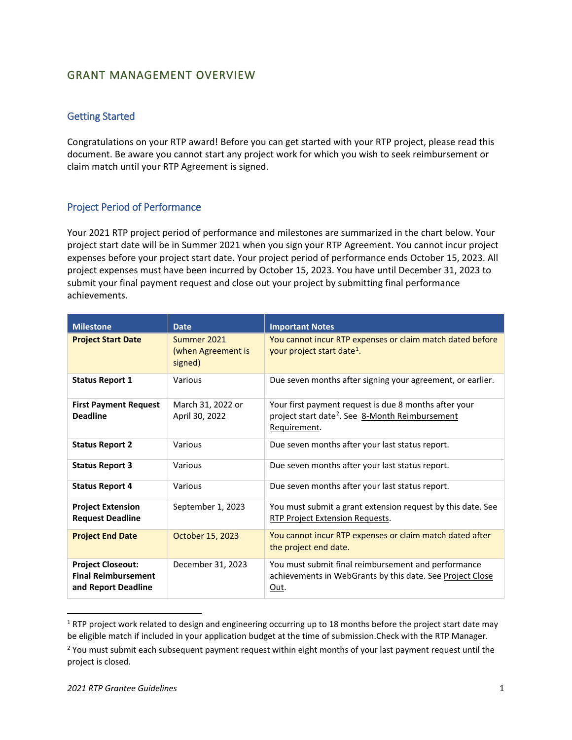# GRANT MANAGEMENT OVERVIEW

## Getting Started

Congratulations on your RTP award! Before you can get started with your RTP project, please read this document. Be aware you cannot start any project work for which you wish to seek reimbursement or claim match until your RTP Agreement is signed.

## Project Period of Performance

Your 2021 RTP project period of performance and milestones are summarized in the chart below. Your project start date will be in Summer 2021 when you sign your RTP Agreement. You cannot incur project expenses before your project start date. Your project period of performance ends October 15, 2023. All project expenses must have been incurred by October 15, 2023. You have until December 31, 2023 to submit your final payment request and close out your project by submitting final performance achievements.

| Milestone | Date | Important Notes |
|---|---|---|
| **Project Start Date** | Summer 2021 (when Agreement is signed) | You cannot incur RTP expenses or claim match dated before your project start date[1]. |
| **Status Report 1** | Various | Due seven months after signing your agreement, or earlier. |
| **First Payment Request Deadline** | March 31, 2022 or April 30, 2022 | Your first payment request is due 8 months after your project start date[2]. See 8-Month Reimbursement Requirement. |
| **Status Report 2** | Various | Due seven months after your last status report. |
| **Status Report 3** | Various | Due seven months after your last status report. |
| **Status Report 4** | Various | Due seven months after your last status report. |
| **Project Extension Request Deadline** | September 1, 2023 | You must submit a grant extension request by this date. See RTP Project Extension Requests. |
| **Project End Date** | October 15, 2023 | You cannot incur RTP expenses or claim match dated after the project end date. |
| **Project Closeout: Final Reimbursement and Report Deadline** | December 31, 2023 | You must submit final reimbursement and performance achievements in WebGrants by this date. See Project Close Out. |

[1] RTP project work related to design and engineering occurring up to 18 months before the project start date may be eligible match if included in your application budget at the time of submission.Check with the RTP Manager.

[2] You must submit each subsequent payment request within eight months of your last payment request until the project is closed.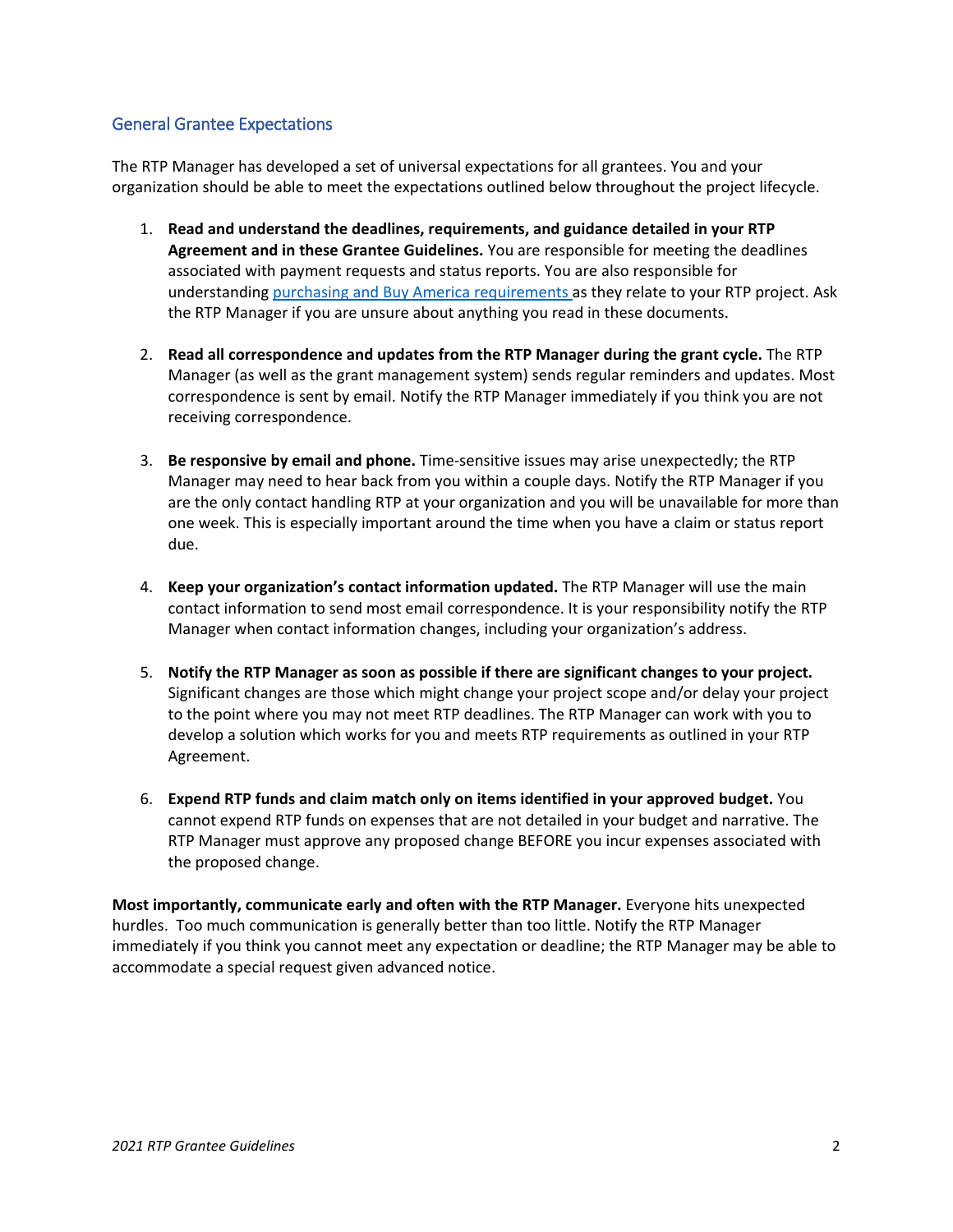## General Grantee Expectations

The RTP Manager has developed a set of universal expectations for all grantees. You and your organization should be able to meet the expectations outlined below throughout the project lifecycle.

1. **Read and understand the deadlines, requirements, and guidance detailed in your RTP Agreement and in these Grantee Guidelines.** You are responsible for meeting the deadlines associated with payment requests and status reports. You are also responsible for understanding purchasing and Buy America requirements as they relate to your RTP project. Ask the RTP Manager if you are unsure about anything you read in these documents.

2. **Read all correspondence and updates from the RTP Manager during the grant cycle.** The RTP Manager (as well as the grant management system) sends regular reminders and updates. Most correspondence is sent by email. Notify the RTP Manager immediately if you think you are not receiving correspondence.

3. **Be responsive by email and phone.** Time-sensitive issues may arise unexpectedly; the RTP Manager may need to hear back from you within a couple days. Notify the RTP Manager if you are the only contact handling RTP at your organization and you will be unavailable for more than one week. This is especially important around the time when you have a claim or status report due.

4. **Keep your organization's contact information updated.** The RTP Manager will use the main contact information to send most email correspondence. It is your responsibility notify the RTP Manager when contact information changes, including your organization's address.

5. **Notify the RTP Manager as soon as possible if there are significant changes to your project.** Significant changes are those which might change your project scope and/or delay your project to the point where you may not meet RTP deadlines. The RTP Manager can work with you to develop a solution which works for you and meets RTP requirements as outlined in your RTP Agreement.

6. **Expend RTP funds and claim match only on items identified in your approved budget.** You cannot expend RTP funds on expenses that are not detailed in your budget and narrative. The RTP Manager must approve any proposed change BEFORE you incur expenses associated with the proposed change.

**Most importantly, communicate early and often with the RTP Manager.** Everyone hits unexpected hurdles. Too much communication is generally better than too little. Notify the RTP Manager immediately if you think you cannot meet any expectation or deadline; the RTP Manager may be able to accommodate a special request given advanced notice.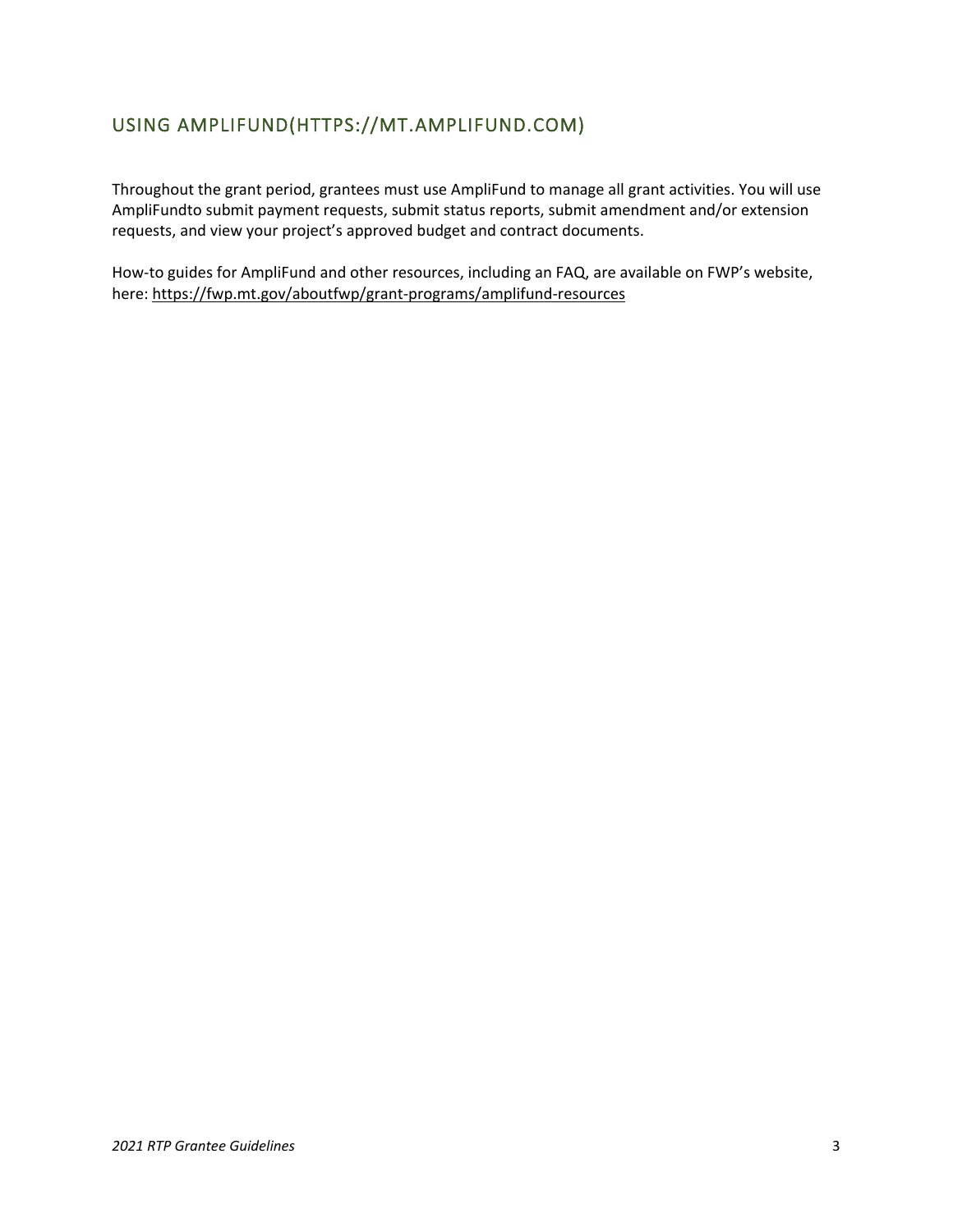## USING AMPLIFUND(HTTPS://MT.AMPLIFUND.COM)

Throughout the grant period, grantees must use AmpliFund to manage all grant activities. You will use AmpliFundto submit payment requests, submit status reports, submit amendment and/or extension requests, and view your project's approved budget and contract documents.

How-to guides for AmpliFund and other resources, including an FAQ, are available on FWP's website, here: https://fwp.mt.gov/aboutfwp/grant-programs/amplifund-resources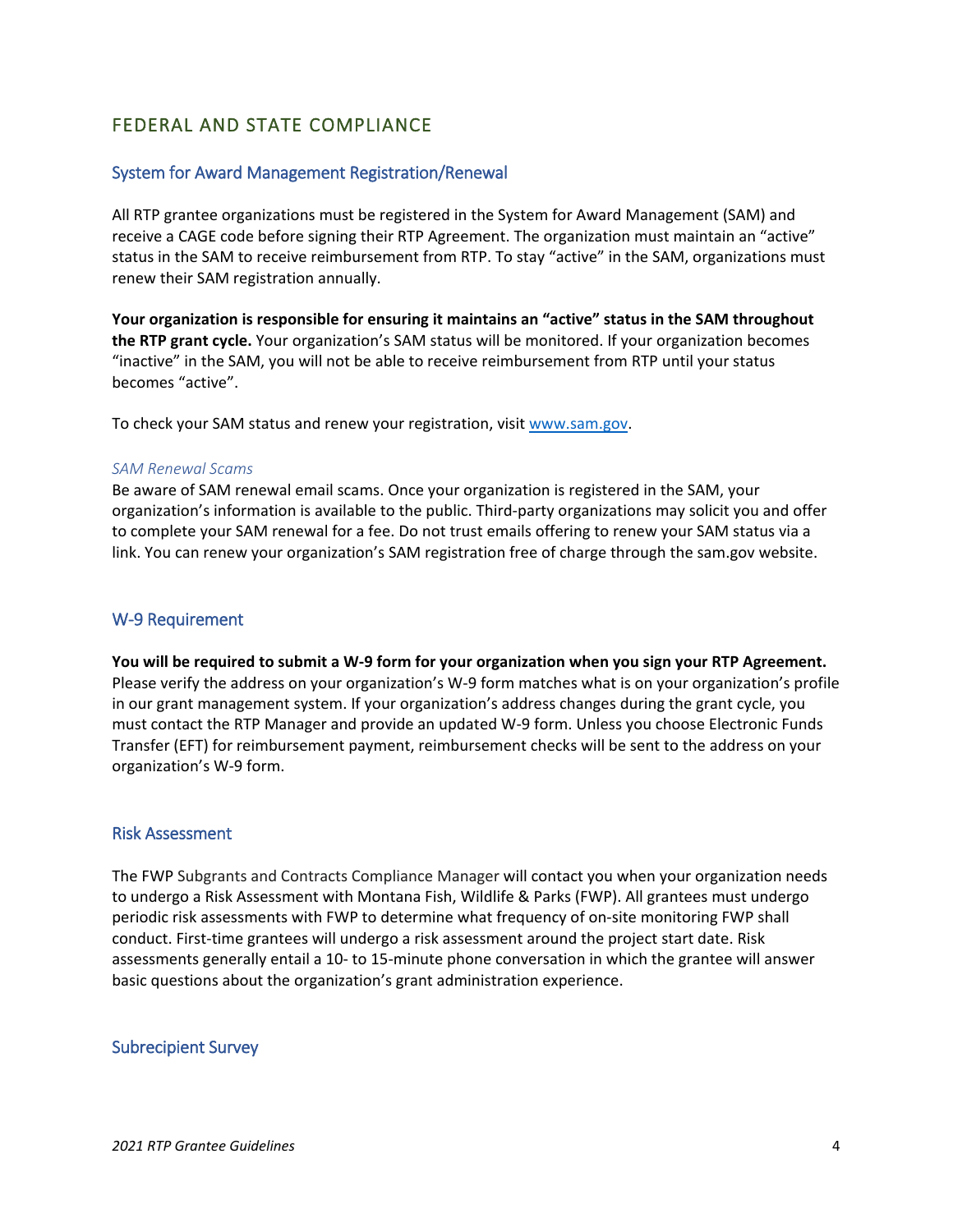## FEDERAL AND STATE COMPLIANCE

### System for Award Management Registration/Renewal

All RTP grantee organizations must be registered in the System for Award Management (SAM) and receive a CAGE code before signing their RTP Agreement. The organization must maintain an "active" status in the SAM to receive reimbursement from RTP. To stay "active" in the SAM, organizations must renew their SAM registration annually.

**Your organization is responsible for ensuring it maintains an "active" status in the SAM throughout the RTP grant cycle.** Your organization's SAM status will be monitored. If your organization becomes "inactive" in the SAM, you will not be able to receive reimbursement from RTP until your status becomes "active".

To check your SAM status and renew your registration, visit www.sam.gov.

*SAM Renewal Scams*

Be aware of SAM renewal email scams. Once your organization is registered in the SAM, your organization's information is available to the public. Third-party organizations may solicit you and offer to complete your SAM renewal for a fee. Do not trust emails offering to renew your SAM status via a link. You can renew your organization's SAM registration free of charge through the sam.gov website.

### W-9 Requirement

**You will be required to submit a W-9 form for your organization when you sign your RTP Agreement.** Please verify the address on your organization's W-9 form matches what is on your organization's profile in our grant management system. If your organization's address changes during the grant cycle, you must contact the RTP Manager and provide an updated W-9 form. Unless you choose Electronic Funds Transfer (EFT) for reimbursement payment, reimbursement checks will be sent to the address on your organization's W-9 form.

### Risk Assessment

The FWP Subgrants and Contracts Compliance Manager will contact you when your organization needs to undergo a Risk Assessment with Montana Fish, Wildlife & Parks (FWP). All grantees must undergo periodic risk assessments with FWP to determine what frequency of on-site monitoring FWP shall conduct. First-time grantees will undergo a risk assessment around the project start date. Risk assessments generally entail a 10- to 15-minute phone conversation in which the grantee will answer basic questions about the organization's grant administration experience.

### Subrecipient Survey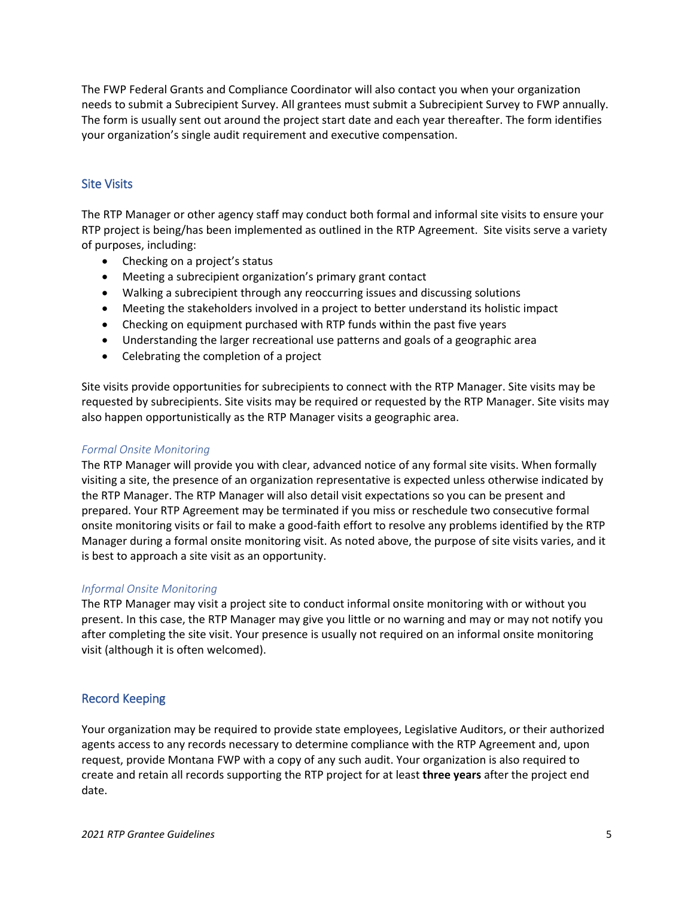The FWP Federal Grants and Compliance Coordinator will also contact you when your organization needs to submit a Subrecipient Survey. All grantees must submit a Subrecipient Survey to FWP annually. The form is usually sent out around the project start date and each year thereafter. The form identifies your organization's single audit requirement and executive compensation.

## Site Visits

The RTP Manager or other agency staff may conduct both formal and informal site visits to ensure your RTP project is being/has been implemented as outlined in the RTP Agreement. Site visits serve a variety of purposes, including:

- Checking on a project's status
- Meeting a subrecipient organization's primary grant contact
- Walking a subrecipient through any reoccurring issues and discussing solutions
- Meeting the stakeholders involved in a project to better understand its holistic impact
- Checking on equipment purchased with RTP funds within the past five years
- Understanding the larger recreational use patterns and goals of a geographic area
- Celebrating the completion of a project

Site visits provide opportunities for subrecipients to connect with the RTP Manager. Site visits may be requested by subrecipients. Site visits may be required or requested by the RTP Manager. Site visits may also happen opportunistically as the RTP Manager visits a geographic area.

### *Formal Onsite Monitoring*

The RTP Manager will provide you with clear, advanced notice of any formal site visits. When formally visiting a site, the presence of an organization representative is expected unless otherwise indicated by the RTP Manager. The RTP Manager will also detail visit expectations so you can be present and prepared. Your RTP Agreement may be terminated if you miss or reschedule two consecutive formal onsite monitoring visits or fail to make a good-faith effort to resolve any problems identified by the RTP Manager during a formal onsite monitoring visit. As noted above, the purpose of site visits varies, and it is best to approach a site visit as an opportunity.

### *Informal Onsite Monitoring*

The RTP Manager may visit a project site to conduct informal onsite monitoring with or without you present. In this case, the RTP Manager may give you little or no warning and may or may not notify you after completing the site visit. Your presence is usually not required on an informal onsite monitoring visit (although it is often welcomed).

## Record Keeping

Your organization may be required to provide state employees, Legislative Auditors, or their authorized agents access to any records necessary to determine compliance with the RTP Agreement and, upon request, provide Montana FWP with a copy of any such audit. Your organization is also required to create and retain all records supporting the RTP project for at least **three years** after the project end date.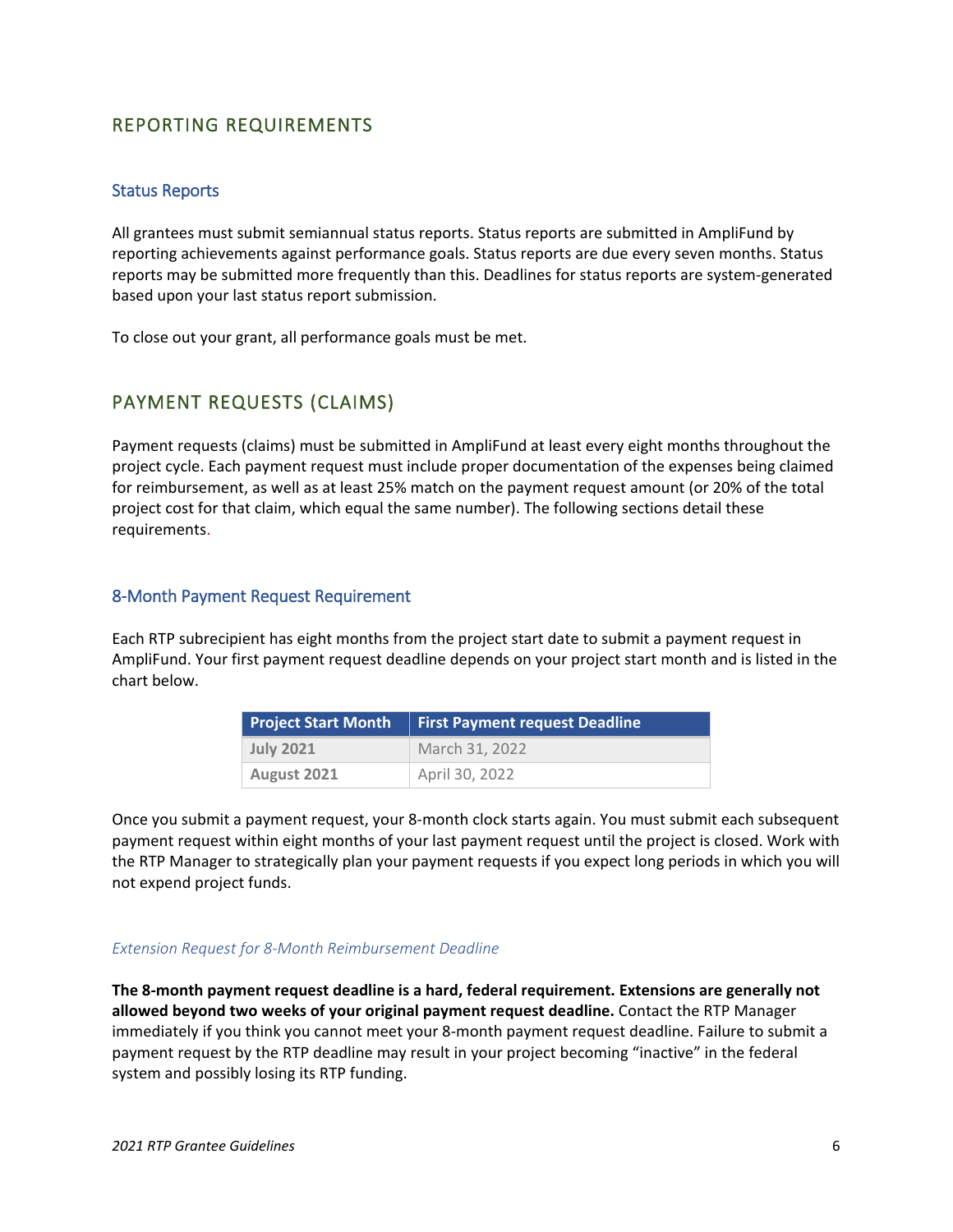## REPORTING REQUIREMENTS

### Status Reports

All grantees must submit semiannual status reports. Status reports are submitted in AmpliFund by reporting achievements against performance goals. Status reports are due every seven months. Status reports may be submitted more frequently than this. Deadlines for status reports are system-generated based upon your last status report submission.

To close out your grant, all performance goals must be met.

## PAYMENT REQUESTS (CLAIMS)

Payment requests (claims) must be submitted in AmpliFund at least every eight months throughout the project cycle. Each payment request must include proper documentation of the expenses being claimed for reimbursement, as well as at least 25% match on the payment request amount (or 20% of the total project cost for that claim, which equal the same number). The following sections detail these requirements.

### 8-Month Payment Request Requirement

Each RTP subrecipient has eight months from the project start date to submit a payment request in AmpliFund. Your first payment request deadline depends on your project start month and is listed in the chart below.

| Project Start Month | First Payment request Deadline |
|---|---|
| **July 2021** | March 31, 2022 |
| **August 2021** | April 30, 2022 |

Once you submit a payment request, your 8-month clock starts again. You must submit each subsequent payment request within eight months of your last payment request until the project is closed. Work with the RTP Manager to strategically plan your payment requests if you expect long periods in which you will not expend project funds.

#### *Extension Request for 8-Month Reimbursement Deadline*

**The 8-month payment request deadline is a hard, federal requirement. Extensions are generally not allowed beyond two weeks of your original payment request deadline.** Contact the RTP Manager immediately if you think you cannot meet your 8-month payment request deadline. Failure to submit a payment request by the RTP deadline may result in your project becoming "inactive" in the federal system and possibly losing its RTP funding.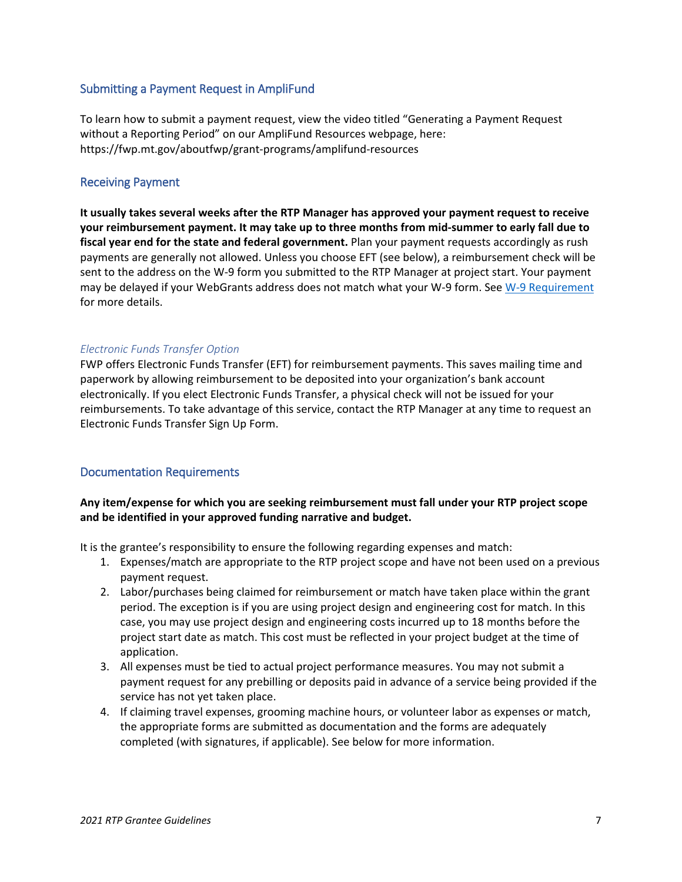## Submitting a Payment Request in AmpliFund

To learn how to submit a payment request, view the video titled "Generating a Payment Request without a Reporting Period" on our AmpliFund Resources webpage, here: https://fwp.mt.gov/aboutfwp/grant-programs/amplifund-resources

## Receiving Payment

**It usually takes several weeks after the RTP Manager has approved your payment request to receive your reimbursement payment. It may take up to three months from mid-summer to early fall due to fiscal year end for the state and federal government.** Plan your payment requests accordingly as rush payments are generally not allowed. Unless you choose EFT (see below), a reimbursement check will be sent to the address on the W-9 form you submitted to the RTP Manager at project start. Your payment may be delayed if your WebGrants address does not match what your W-9 form. See W-9 Requirement for more details.

### *Electronic Funds Transfer Option*

FWP offers Electronic Funds Transfer (EFT) for reimbursement payments. This saves mailing time and paperwork by allowing reimbursement to be deposited into your organization's bank account electronically. If you elect Electronic Funds Transfer, a physical check will not be issued for your reimbursements. To take advantage of this service, contact the RTP Manager at any time to request an Electronic Funds Transfer Sign Up Form.

## Documentation Requirements

**Any item/expense for which you are seeking reimbursement must fall under your RTP project scope and be identified in your approved funding narrative and budget.**

It is the grantee's responsibility to ensure the following regarding expenses and match:

1. Expenses/match are appropriate to the RTP project scope and have not been used on a previous payment request.
2. Labor/purchases being claimed for reimbursement or match have taken place within the grant period. The exception is if you are using project design and engineering cost for match. In this case, you may use project design and engineering costs incurred up to 18 months before the project start date as match. This cost must be reflected in your project budget at the time of application.
3. All expenses must be tied to actual project performance measures. You may not submit a payment request for any prebilling or deposits paid in advance of a service being provided if the service has not yet taken place.
4. If claiming travel expenses, grooming machine hours, or volunteer labor as expenses or match, the appropriate forms are submitted as documentation and the forms are adequately completed (with signatures, if applicable). See below for more information.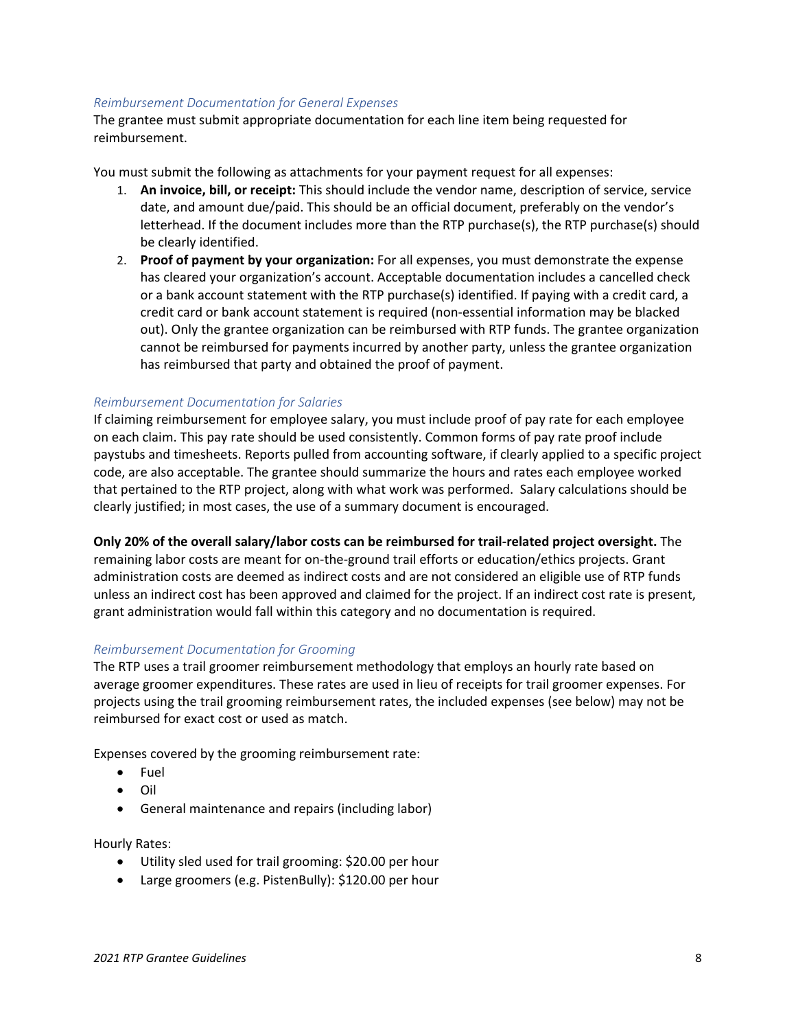### *Reimbursement Documentation for General Expenses*

The grantee must submit appropriate documentation for each line item being requested for reimbursement.

You must submit the following as attachments for your payment request for all expenses:

1. **An invoice, bill, or receipt:** This should include the vendor name, description of service, service date, and amount due/paid. This should be an official document, preferably on the vendor's letterhead. If the document includes more than the RTP purchase(s), the RTP purchase(s) should be clearly identified.
2. **Proof of payment by your organization:** For all expenses, you must demonstrate the expense has cleared your organization's account. Acceptable documentation includes a cancelled check or a bank account statement with the RTP purchase(s) identified. If paying with a credit card, a credit card or bank account statement is required (non-essential information may be blacked out). Only the grantee organization can be reimbursed with RTP funds. The grantee organization cannot be reimbursed for payments incurred by another party, unless the grantee organization has reimbursed that party and obtained the proof of payment.

### *Reimbursement Documentation for Salaries*

If claiming reimbursement for employee salary, you must include proof of pay rate for each employee on each claim. This pay rate should be used consistently. Common forms of pay rate proof include paystubs and timesheets. Reports pulled from accounting software, if clearly applied to a specific project code, are also acceptable. The grantee should summarize the hours and rates each employee worked that pertained to the RTP project, along with what work was performed. Salary calculations should be clearly justified; in most cases, the use of a summary document is encouraged.

**Only 20% of the overall salary/labor costs can be reimbursed for trail-related project oversight.** The remaining labor costs are meant for on-the-ground trail efforts or education/ethics projects. Grant administration costs are deemed as indirect costs and are not considered an eligible use of RTP funds unless an indirect cost has been approved and claimed for the project. If an indirect cost rate is present, grant administration would fall within this category and no documentation is required.

### *Reimbursement Documentation for Grooming*

The RTP uses a trail groomer reimbursement methodology that employs an hourly rate based on average groomer expenditures. These rates are used in lieu of receipts for trail groomer expenses. For projects using the trail grooming reimbursement rates, the included expenses (see below) may not be reimbursed for exact cost or used as match.

Expenses covered by the grooming reimbursement rate:

- Fuel
- Oil
- General maintenance and repairs (including labor)

Hourly Rates:

- Utility sled used for trail grooming: $20.00 per hour
- Large groomers (e.g. PistenBully): $120.00 per hour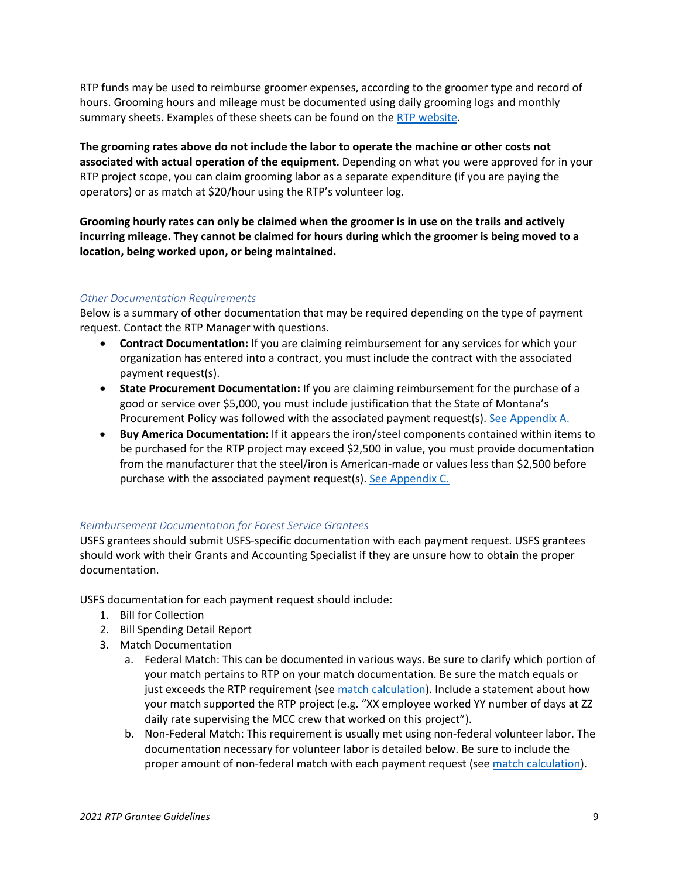RTP funds may be used to reimburse groomer expenses, according to the groomer type and record of hours. Grooming hours and mileage must be documented using daily grooming logs and monthly summary sheets. Examples of these sheets can be found on the RTP website.

**The grooming rates above do not include the labor to operate the machine or other costs not associated with actual operation of the equipment.** Depending on what you were approved for in your RTP project scope, you can claim grooming labor as a separate expenditure (if you are paying the operators) or as match at $20/hour using the RTP's volunteer log.

**Grooming hourly rates can only be claimed when the groomer is in use on the trails and actively incurring mileage. They cannot be claimed for hours during which the groomer is being moved to a location, being worked upon, or being maintained.**

### *Other Documentation Requirements*

Below is a summary of other documentation that may be required depending on the type of payment request. Contact the RTP Manager with questions.

- **Contract Documentation:** If you are claiming reimbursement for any services for which your organization has entered into a contract, you must include the contract with the associated payment request(s).
- **State Procurement Documentation:** If you are claiming reimbursement for the purchase of a good or service over $5,000, you must include justification that the State of Montana's Procurement Policy was followed with the associated payment request(s). See Appendix A.
- **Buy America Documentation:** If it appears the iron/steel components contained within items to be purchased for the RTP project may exceed $2,500 in value, you must provide documentation from the manufacturer that the steel/iron is American-made or values less than $2,500 before purchase with the associated payment request(s). See Appendix C.

### *Reimbursement Documentation for Forest Service Grantees*

USFS grantees should submit USFS-specific documentation with each payment request. USFS grantees should work with their Grants and Accounting Specialist if they are unsure how to obtain the proper documentation.

USFS documentation for each payment request should include:

1. Bill for Collection
2. Bill Spending Detail Report
3. Match Documentation
   a. Federal Match: This can be documented in various ways. Be sure to clarify which portion of your match pertains to RTP on your match documentation. Be sure the match equals or just exceeds the RTP requirement (see match calculation). Include a statement about how your match supported the RTP project (e.g. "XX employee worked YY number of days at ZZ daily rate supervising the MCC crew that worked on this project").
   b. Non-Federal Match: This requirement is usually met using non-federal volunteer labor. The documentation necessary for volunteer labor is detailed below. Be sure to include the proper amount of non-federal match with each payment request (see match calculation).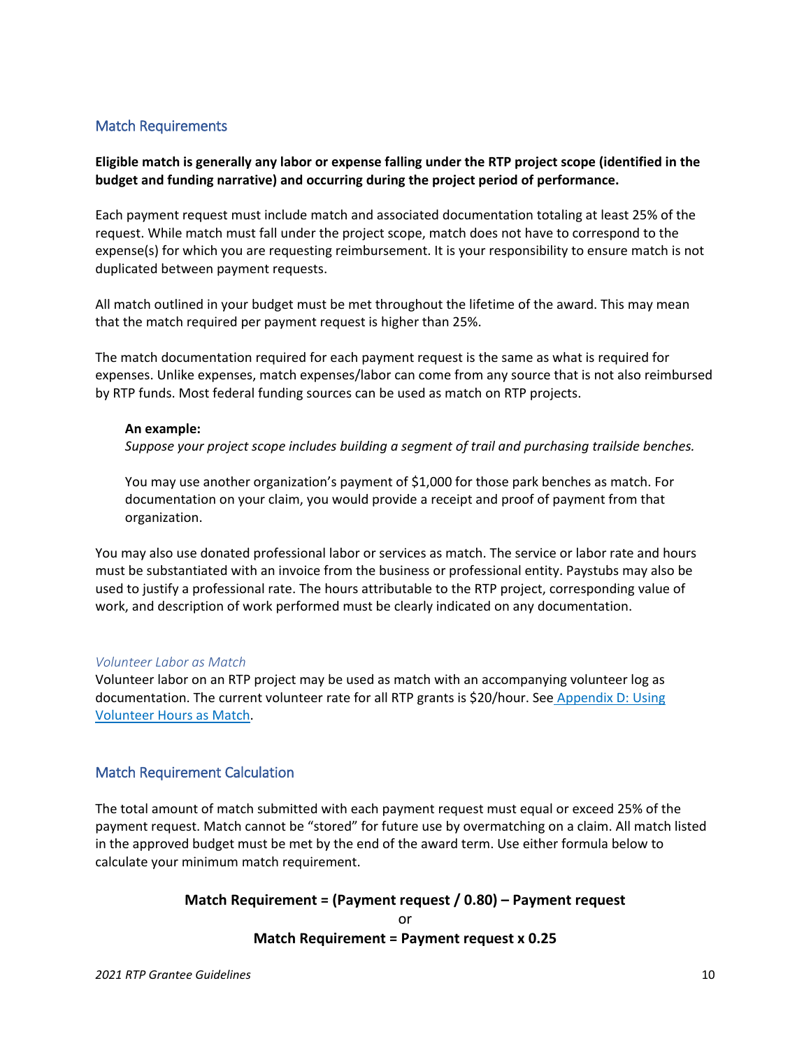## Match Requirements

**Eligible match is generally any labor or expense falling under the RTP project scope (identified in the budget and funding narrative) and occurring during the project period of performance.**

Each payment request must include match and associated documentation totaling at least 25% of the request. While match must fall under the project scope, match does not have to correspond to the expense(s) for which you are requesting reimbursement. It is your responsibility to ensure match is not duplicated between payment requests.

All match outlined in your budget must be met throughout the lifetime of the award. This may mean that the match required per payment request is higher than 25%.

The match documentation required for each payment request is the same as what is required for expenses. Unlike expenses, match expenses/labor can come from any source that is not also reimbursed by RTP funds. Most federal funding sources can be used as match on RTP projects.

> **An example:**
> *Suppose your project scope includes building a segment of trail and purchasing trailside benches.*
>
> You may use another organization's payment of $1,000 for those park benches as match. For documentation on your claim, you would provide a receipt and proof of payment from that organization.

You may also use donated professional labor or services as match. The service or labor rate and hours must be substantiated with an invoice from the business or professional entity. Paystubs may also be used to justify a professional rate. The hours attributable to the RTP project, corresponding value of work, and description of work performed must be clearly indicated on any documentation.

### *Volunteer Labor as Match*

Volunteer labor on an RTP project may be used as match with an accompanying volunteer log as documentation. The current volunteer rate for all RTP grants is $20/hour. See Appendix D: Using Volunteer Hours as Match.

## Match Requirement Calculation

The total amount of match submitted with each payment request must equal or exceed 25% of the payment request. Match cannot be "stored" for future use by overmatching on a claim. All match listed in the approved budget must be met by the end of the award term. Use either formula below to calculate your minimum match requirement.

**Match Requirement = (Payment request / 0.80) – Payment request**

or

**Match Requirement = Payment request x 0.25**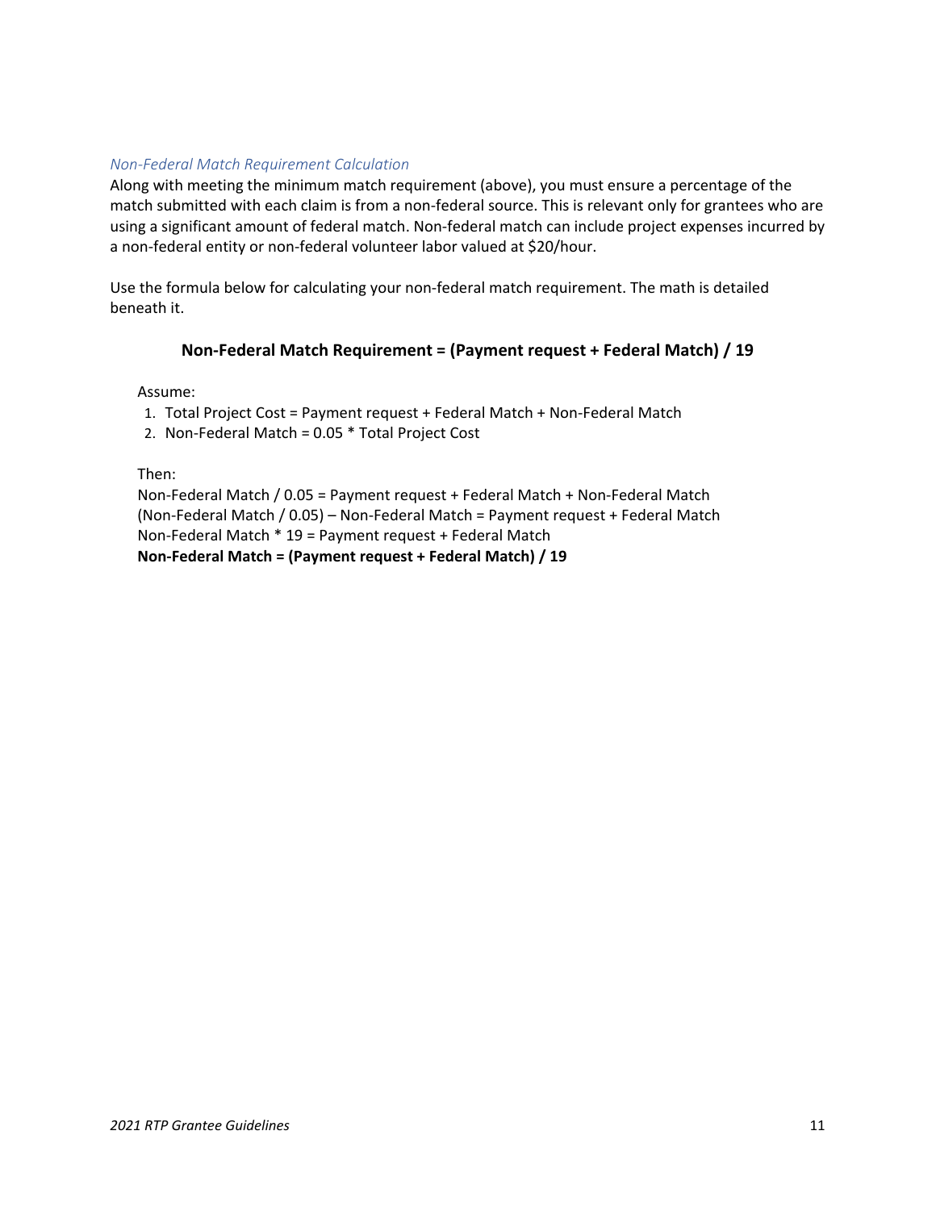*Non-Federal Match Requirement Calculation*

Along with meeting the minimum match requirement (above), you must ensure a percentage of the match submitted with each claim is from a non-federal source. This is relevant only for grantees who are using a significant amount of federal match. Non-federal match can include project expenses incurred by a non-federal entity or non-federal volunteer labor valued at $20/hour.

Use the formula below for calculating your non-federal match requirement. The math is detailed beneath it.

**Non-Federal Match Requirement = (Payment request + Federal Match) / 19**

Assume:

1. Total Project Cost = Payment request + Federal Match + Non-Federal Match
2. Non-Federal Match = 0.05 * Total Project Cost

Then:

Non-Federal Match / 0.05 = Payment request + Federal Match + Non-Federal Match
(Non-Federal Match / 0.05) – Non-Federal Match = Payment request + Federal Match
Non-Federal Match * 19 = Payment request + Federal Match
**Non-Federal Match = (Payment request + Federal Match) / 19**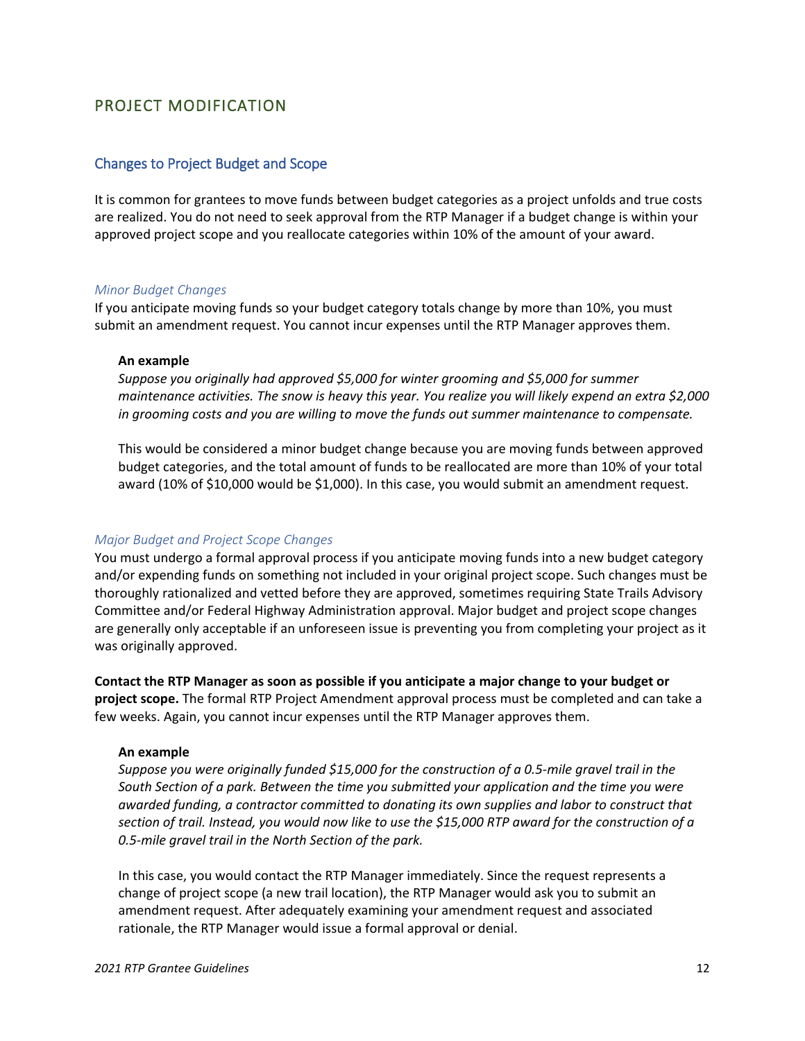## PROJECT MODIFICATION

### Changes to Project Budget and Scope

It is common for grantees to move funds between budget categories as a project unfolds and true costs are realized. You do not need to seek approval from the RTP Manager if a budget change is within your approved project scope and you reallocate categories within 10% of the amount of your award.

#### *Minor Budget Changes*

If you anticipate moving funds so your budget category totals change by more than 10%, you must submit an amendment request. You cannot incur expenses until the RTP Manager approves them.

> **An example**
>
> *Suppose you originally had approved $5,000 for winter grooming and $5,000 for summer maintenance activities. The snow is heavy this year. You realize you will likely expend an extra $2,000 in grooming costs and you are willing to move the funds out summer maintenance to compensate.*
>
> This would be considered a minor budget change because you are moving funds between approved budget categories, and the total amount of funds to be reallocated are more than 10% of your total award (10% of $10,000 would be $1,000). In this case, you would submit an amendment request.

#### *Major Budget and Project Scope Changes*

You must undergo a formal approval process if you anticipate moving funds into a new budget category and/or expending funds on something not included in your original project scope. Such changes must be thoroughly rationalized and vetted before they are approved, sometimes requiring State Trails Advisory Committee and/or Federal Highway Administration approval. Major budget and project scope changes are generally only acceptable if an unforeseen issue is preventing you from completing your project as it was originally approved.

**Contact the RTP Manager as soon as possible if you anticipate a major change to your budget or project scope.** The formal RTP Project Amendment approval process must be completed and can take a few weeks. Again, you cannot incur expenses until the RTP Manager approves them.

> **An example**
>
> *Suppose you were originally funded $15,000 for the construction of a 0.5-mile gravel trail in the South Section of a park. Between the time you submitted your application and the time you were awarded funding, a contractor committed to donating its own supplies and labor to construct that section of trail. Instead, you would now like to use the $15,000 RTP award for the construction of a 0.5-mile gravel trail in the North Section of the park.*
>
> In this case, you would contact the RTP Manager immediately. Since the request represents a change of project scope (a new trail location), the RTP Manager would ask you to submit an amendment request. After adequately examining your amendment request and associated rationale, the RTP Manager would issue a formal approval or denial.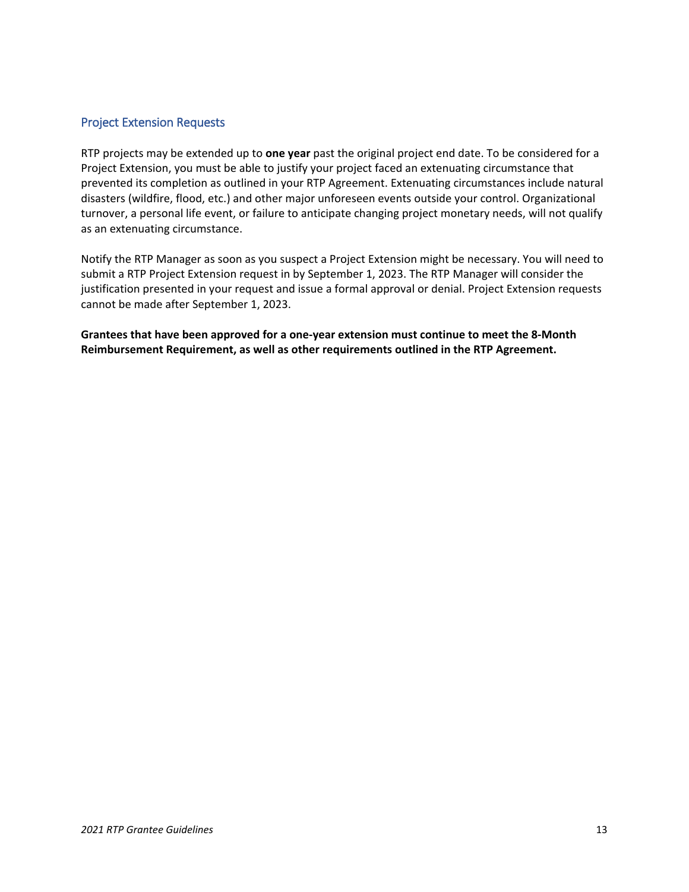## Project Extension Requests

RTP projects may be extended up to **one year** past the original project end date. To be considered for a Project Extension, you must be able to justify your project faced an extenuating circumstance that prevented its completion as outlined in your RTP Agreement. Extenuating circumstances include natural disasters (wildfire, flood, etc.) and other major unforeseen events outside your control. Organizational turnover, a personal life event, or failure to anticipate changing project monetary needs, will not qualify as an extenuating circumstance.

Notify the RTP Manager as soon as you suspect a Project Extension might be necessary. You will need to submit a RTP Project Extension request in by September 1, 2023. The RTP Manager will consider the justification presented in your request and issue a formal approval or denial. Project Extension requests cannot be made after September 1, 2023.

**Grantees that have been approved for a one-year extension must continue to meet the 8-Month Reimbursement Requirement, as well as other requirements outlined in the RTP Agreement.**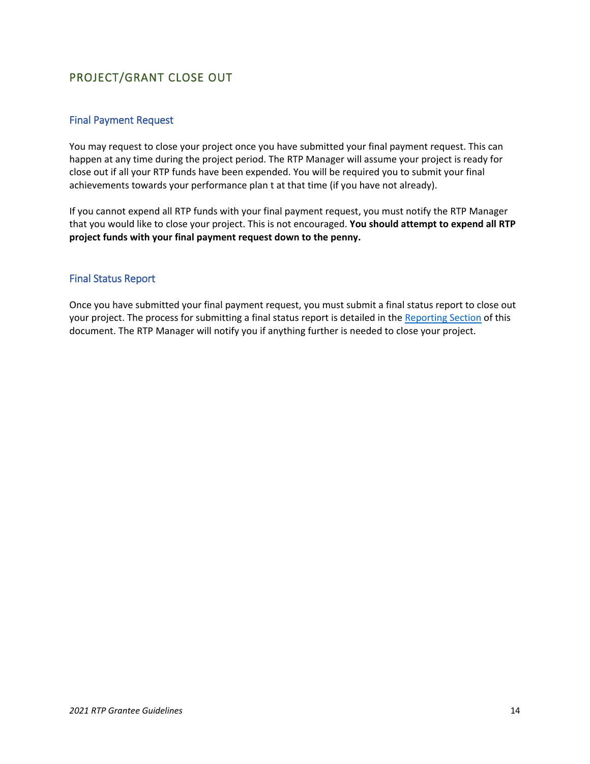## PROJECT/GRANT CLOSE OUT

### Final Payment Request

You may request to close your project once you have submitted your final payment request. This can happen at any time during the project period. The RTP Manager will assume your project is ready for close out if all your RTP funds have been expended. You will be required you to submit your final achievements towards your performance plan t at that time (if you have not already).

If you cannot expend all RTP funds with your final payment request, you must notify the RTP Manager that you would like to close your project. This is not encouraged. **You should attempt to expend all RTP project funds with your final payment request down to the penny.**

### Final Status Report

Once you have submitted your final payment request, you must submit a final status report to close out your project. The process for submitting a final status report is detailed in the Reporting Section of this document. The RTP Manager will notify you if anything further is needed to close your project.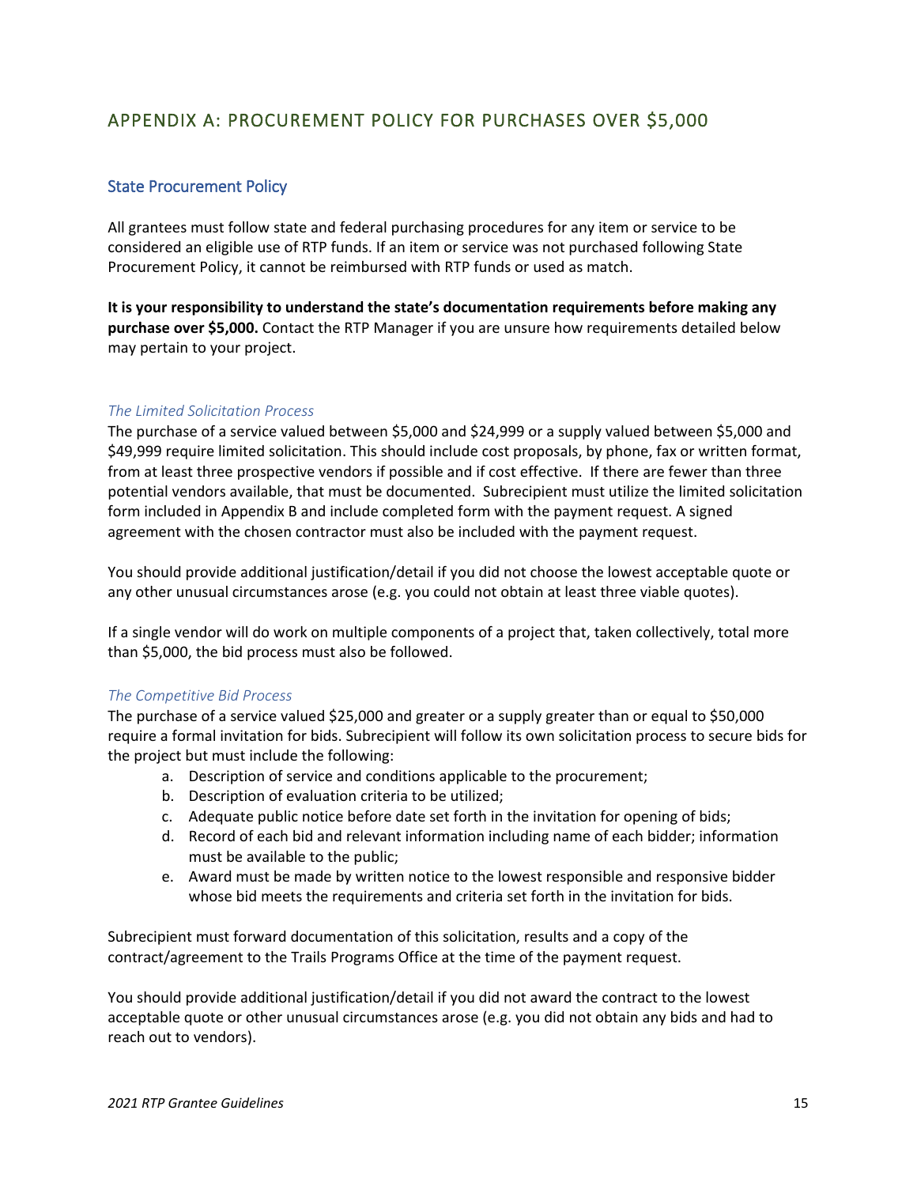## APPENDIX A: PROCUREMENT POLICY FOR PURCHASES OVER $5,000

### State Procurement Policy

All grantees must follow state and federal purchasing procedures for any item or service to be considered an eligible use of RTP funds. If an item or service was not purchased following State Procurement Policy, it cannot be reimbursed with RTP funds or used as match.

**It is your responsibility to understand the state's documentation requirements before making any purchase over $5,000.** Contact the RTP Manager if you are unsure how requirements detailed below may pertain to your project.

#### *The Limited Solicitation Process*

The purchase of a service valued between $5,000 and $24,999 or a supply valued between $5,000 and $49,999 require limited solicitation. This should include cost proposals, by phone, fax or written format, from at least three prospective vendors if possible and if cost effective. If there are fewer than three potential vendors available, that must be documented. Subrecipient must utilize the limited solicitation form included in Appendix B and include completed form with the payment request. A signed agreement with the chosen contractor must also be included with the payment request.

You should provide additional justification/detail if you did not choose the lowest acceptable quote or any other unusual circumstances arose (e.g. you could not obtain at least three viable quotes).

If a single vendor will do work on multiple components of a project that, taken collectively, total more than $5,000, the bid process must also be followed.

#### *The Competitive Bid Process*

The purchase of a service valued $25,000 and greater or a supply greater than or equal to $50,000 require a formal invitation for bids. Subrecipient will follow its own solicitation process to secure bids for the project but must include the following:

a. Description of service and conditions applicable to the procurement;
b. Description of evaluation criteria to be utilized;
c. Adequate public notice before date set forth in the invitation for opening of bids;
d. Record of each bid and relevant information including name of each bidder; information must be available to the public;
e. Award must be made by written notice to the lowest responsible and responsive bidder whose bid meets the requirements and criteria set forth in the invitation for bids.

Subrecipient must forward documentation of this solicitation, results and a copy of the contract/agreement to the Trails Programs Office at the time of the payment request.

You should provide additional justification/detail if you did not award the contract to the lowest acceptable quote or other unusual circumstances arose (e.g. you did not obtain any bids and had to reach out to vendors).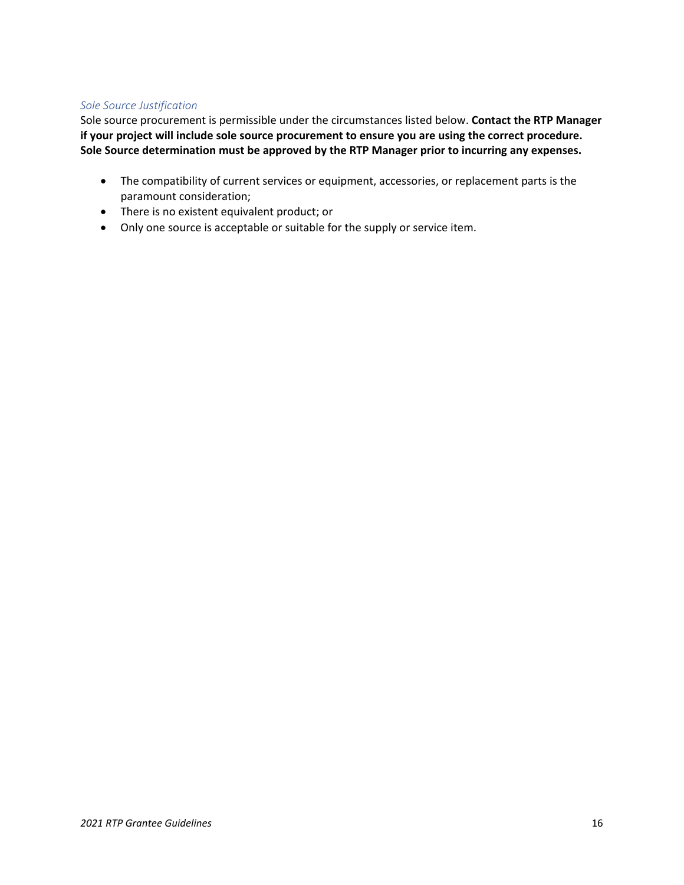### *Sole Source Justification*

Sole source procurement is permissible under the circumstances listed below. **Contact the RTP Manager if your project will include sole source procurement to ensure you are using the correct procedure. Sole Source determination must be approved by the RTP Manager prior to incurring any expenses.**

- The compatibility of current services or equipment, accessories, or replacement parts is the paramount consideration;
- There is no existent equivalent product; or
- Only one source is acceptable or suitable for the supply or service item.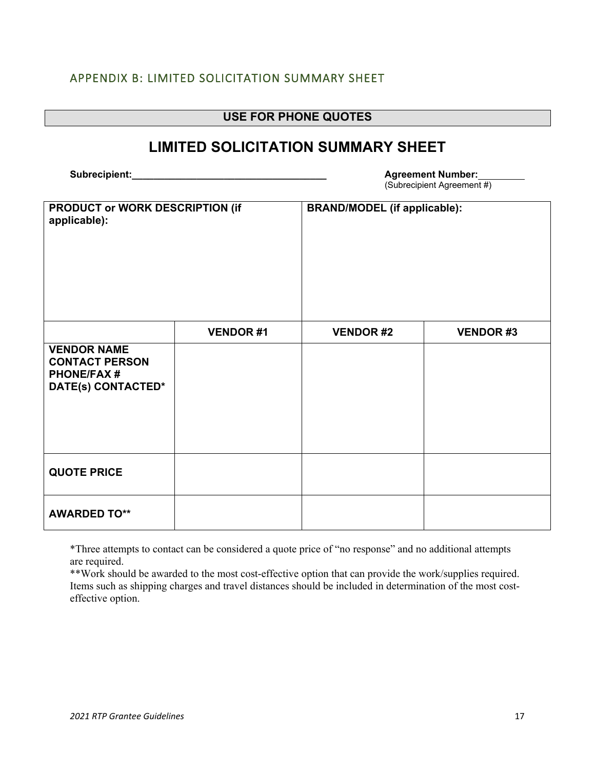## APPENDIX B: LIMITED SOLICITATION SUMMARY SHEET

**USE FOR PHONE QUOTES**

# LIMITED SOLICITATION SUMMARY SHEET

**Subrecipient:**_____________________________________ **Agreement Number:**_________
(Subrecipient Agreement #)

| **PRODUCT or WORK DESCRIPTION (if applicable):** | | **BRAND/MODEL (if applicable):** | |
|---|---|---|---|
| | **VENDOR #1** | **VENDOR #2** | **VENDOR #3** |
| **VENDOR NAME<br>CONTACT PERSON<br>PHONE/FAX #<br>DATE(s) CONTACTED*** | | | |
| **QUOTE PRICE** | | | |
| **AWARDED TO**** | | | |

*Three attempts to contact can be considered a quote price of "no response" and no additional attempts are required.

**Work should be awarded to the most cost-effective option that can provide the work/supplies required. Items such as shipping charges and travel distances should be included in determination of the most cost-effective option.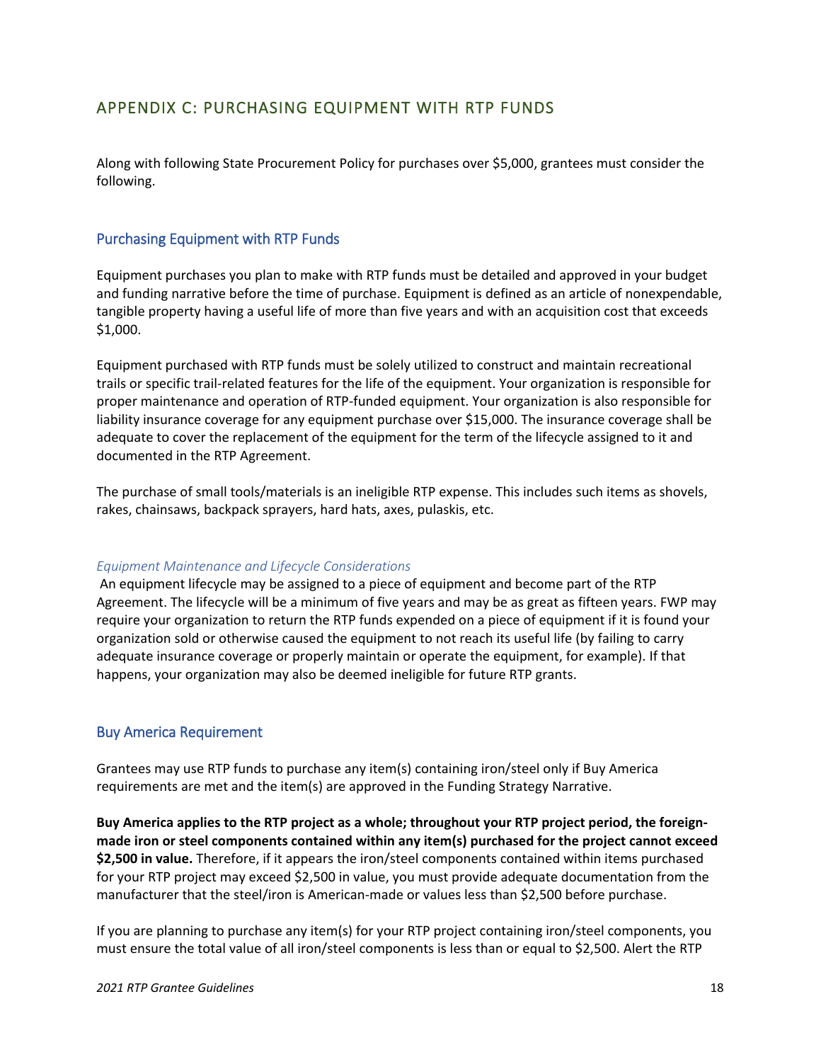## APPENDIX C: PURCHASING EQUIPMENT WITH RTP FUNDS

Along with following State Procurement Policy for purchases over $5,000, grantees must consider the following.

### Purchasing Equipment with RTP Funds

Equipment purchases you plan to make with RTP funds must be detailed and approved in your budget and funding narrative before the time of purchase. Equipment is defined as an article of nonexpendable, tangible property having a useful life of more than five years and with an acquisition cost that exceeds $1,000.

Equipment purchased with RTP funds must be solely utilized to construct and maintain recreational trails or specific trail-related features for the life of the equipment. Your organization is responsible for proper maintenance and operation of RTP-funded equipment. Your organization is also responsible for liability insurance coverage for any equipment purchase over $15,000. The insurance coverage shall be adequate to cover the replacement of the equipment for the term of the lifecycle assigned to it and documented in the RTP Agreement.

The purchase of small tools/materials is an ineligible RTP expense. This includes such items as shovels, rakes, chainsaws, backpack sprayers, hard hats, axes, pulaskis, etc.

#### *Equipment Maintenance and Lifecycle Considerations*

An equipment lifecycle may be assigned to a piece of equipment and become part of the RTP Agreement. The lifecycle will be a minimum of five years and may be as great as fifteen years. FWP may require your organization to return the RTP funds expended on a piece of equipment if it is found your organization sold or otherwise caused the equipment to not reach its useful life (by failing to carry adequate insurance coverage or properly maintain or operate the equipment, for example). If that happens, your organization may also be deemed ineligible for future RTP grants.

### Buy America Requirement

Grantees may use RTP funds to purchase any item(s) containing iron/steel only if Buy America requirements are met and the item(s) are approved in the Funding Strategy Narrative.

**Buy America applies to the RTP project as a whole; throughout your RTP project period, the foreign-made iron or steel components contained within any item(s) purchased for the project cannot exceed $2,500 in value.** Therefore, if it appears the iron/steel components contained within items purchased for your RTP project may exceed $2,500 in value, you must provide adequate documentation from the manufacturer that the steel/iron is American-made or values less than $2,500 before purchase.

If you are planning to purchase any item(s) for your RTP project containing iron/steel components, you must ensure the total value of all iron/steel components is less than or equal to $2,500. Alert the RTP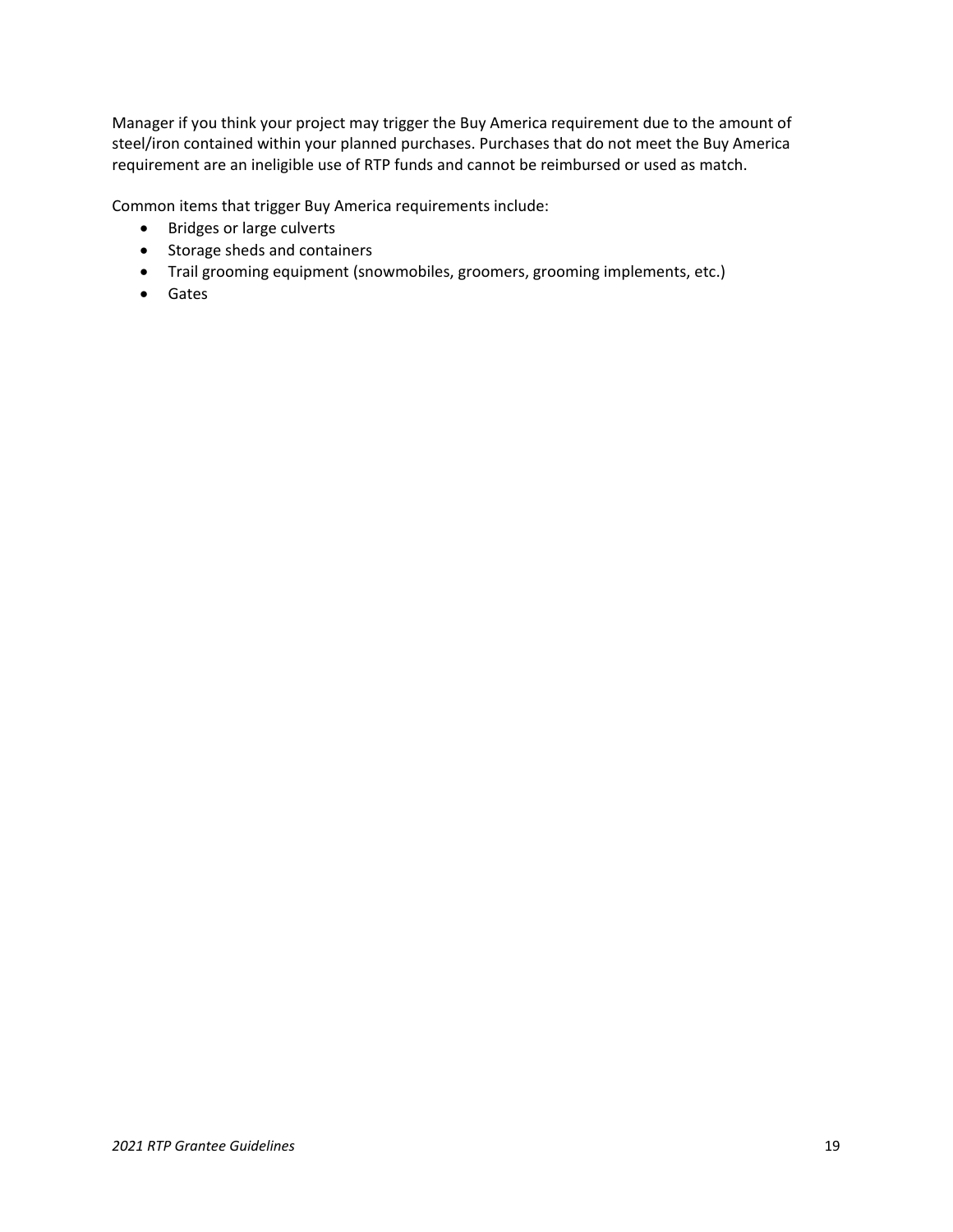Manager if you think your project may trigger the Buy America requirement due to the amount of steel/iron contained within your planned purchases. Purchases that do not meet the Buy America requirement are an ineligible use of RTP funds and cannot be reimbursed or used as match.

Common items that trigger Buy America requirements include:

- Bridges or large culverts
- Storage sheds and containers
- Trail grooming equipment (snowmobiles, groomers, grooming implements, etc.)
- Gates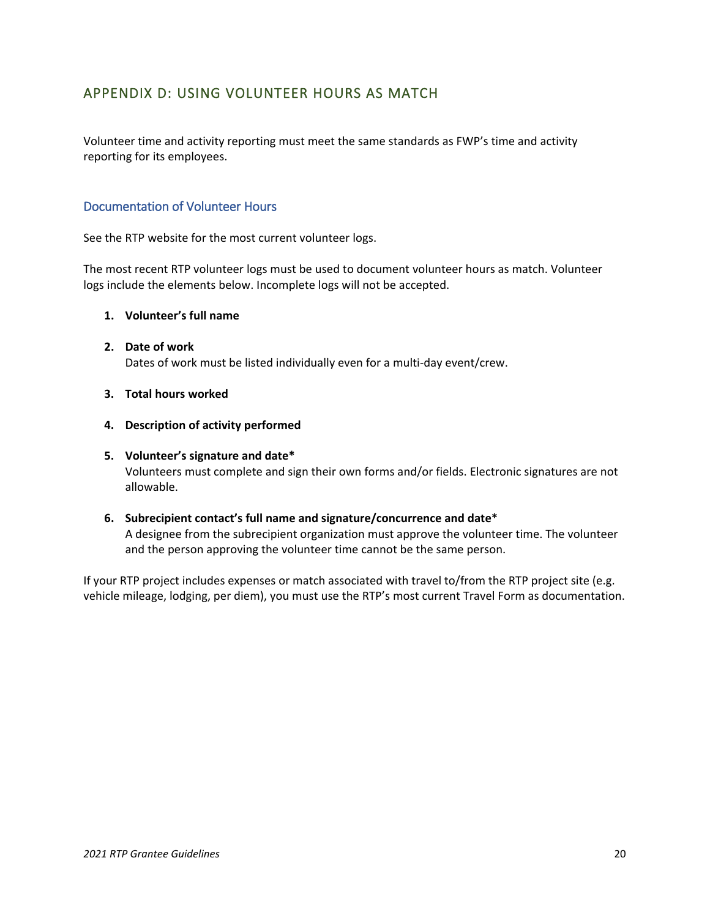## APPENDIX D: USING VOLUNTEER HOURS AS MATCH

Volunteer time and activity reporting must meet the same standards as FWP's time and activity reporting for its employees.

### Documentation of Volunteer Hours

See the RTP website for the most current volunteer logs.

The most recent RTP volunteer logs must be used to document volunteer hours as match. Volunteer logs include the elements below. Incomplete logs will not be accepted.

1. **Volunteer's full name**
2. **Date of work**
   Dates of work must be listed individually even for a multi-day event/crew.
3. **Total hours worked**
4. **Description of activity performed**
5. **Volunteer's signature and date***
   Volunteers must complete and sign their own forms and/or fields. Electronic signatures are not allowable.
6. **Subrecipient contact's full name and signature/concurrence and date***
   A designee from the subrecipient organization must approve the volunteer time. The volunteer and the person approving the volunteer time cannot be the same person.

If your RTP project includes expenses or match associated with travel to/from the RTP project site (e.g. vehicle mileage, lodging, per diem), you must use the RTP's most current Travel Form as documentation.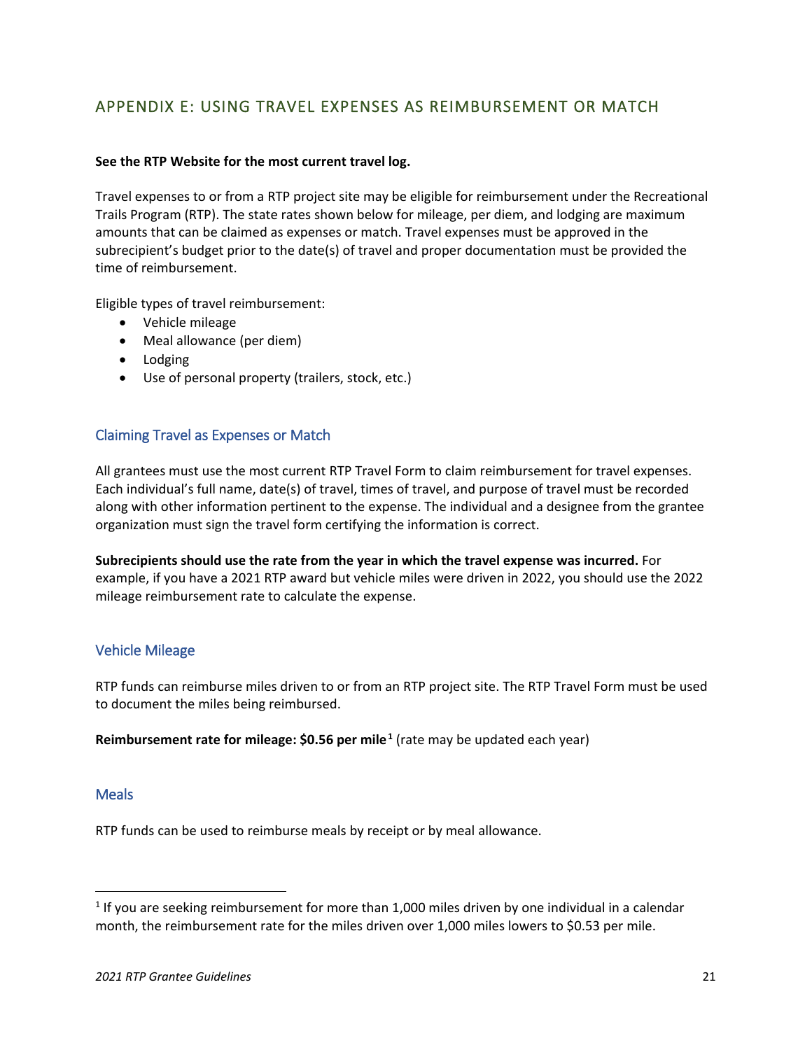## APPENDIX E: USING TRAVEL EXPENSES AS REIMBURSEMENT OR MATCH

**See the RTP Website for the most current travel log.**

Travel expenses to or from a RTP project site may be eligible for reimbursement under the Recreational Trails Program (RTP). The state rates shown below for mileage, per diem, and lodging are maximum amounts that can be claimed as expenses or match. Travel expenses must be approved in the subrecipient's budget prior to the date(s) of travel and proper documentation must be provided the time of reimbursement.

Eligible types of travel reimbursement:

- Vehicle mileage
- Meal allowance (per diem)
- Lodging
- Use of personal property (trailers, stock, etc.)

### Claiming Travel as Expenses or Match

All grantees must use the most current RTP Travel Form to claim reimbursement for travel expenses. Each individual's full name, date(s) of travel, times of travel, and purpose of travel must be recorded along with other information pertinent to the expense. The individual and a designee from the grantee organization must sign the travel form certifying the information is correct.

**Subrecipients should use the rate from the year in which the travel expense was incurred.** For example, if you have a 2021 RTP award but vehicle miles were driven in 2022, you should use the 2022 mileage reimbursement rate to calculate the expense.

### Vehicle Mileage

RTP funds can reimburse miles driven to or from an RTP project site. The RTP Travel Form must be used to document the miles being reimbursed.

**Reimbursement rate for mileage: $0.56 per mile**[1] (rate may be updated each year)

### Meals

RTP funds can be used to reimburse meals by receipt or by meal allowance.

---

[1] If you are seeking reimbursement for more than 1,000 miles driven by one individual in a calendar month, the reimbursement rate for the miles driven over 1,000 miles lowers to $0.53 per mile.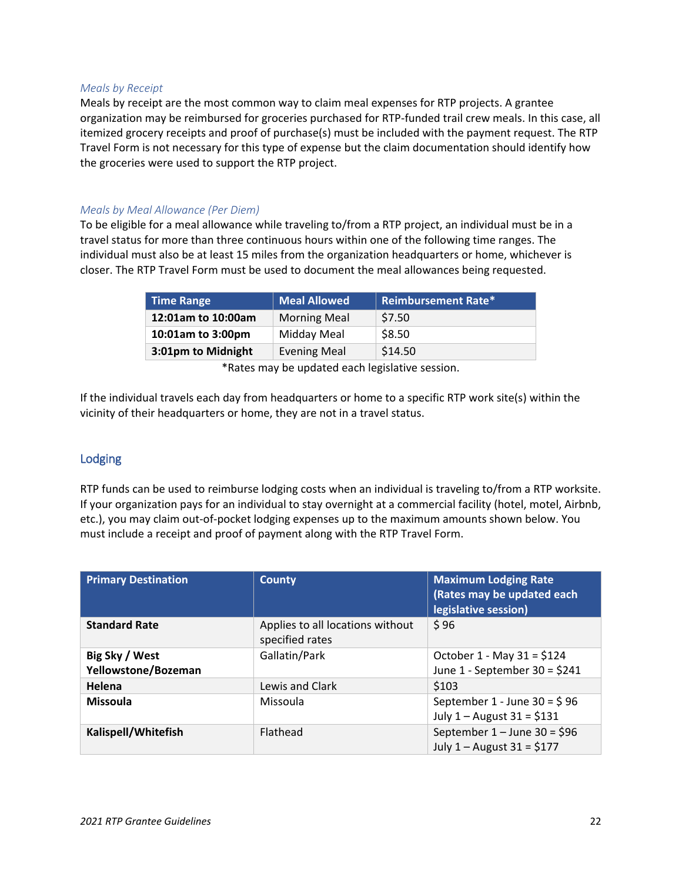### *Meals by Receipt*

Meals by receipt are the most common way to claim meal expenses for RTP projects. A grantee organization may be reimbursed for groceries purchased for RTP-funded trail crew meals. In this case, all itemized grocery receipts and proof of purchase(s) must be included with the payment request. The RTP Travel Form is not necessary for this type of expense but the claim documentation should identify how the groceries were used to support the RTP project.

### *Meals by Meal Allowance (Per Diem)*

To be eligible for a meal allowance while traveling to/from a RTP project, an individual must be in a travel status for more than three continuous hours within one of the following time ranges. The individual must also be at least 15 miles from the organization headquarters or home, whichever is closer. The RTP Travel Form must be used to document the meal allowances being requested.

| Time Range | Meal Allowed | Reimbursement Rate* |
|---|---|---|
| **12:01am to 10:00am** | Morning Meal | $7.50 |
| **10:01am to 3:00pm** | Midday Meal | $8.50 |
| **3:01pm to Midnight** | Evening Meal | $14.50 |

*Rates may be updated each legislative session.

If the individual travels each day from headquarters or home to a specific RTP work site(s) within the vicinity of their headquarters or home, they are not in a travel status.

## Lodging

RTP funds can be used to reimburse lodging costs when an individual is traveling to/from a RTP worksite. If your organization pays for an individual to stay overnight at a commercial facility (hotel, motel, Airbnb, etc.), you may claim out-of-pocket lodging expenses up to the maximum amounts shown below. You must include a receipt and proof of payment along with the RTP Travel Form.

| Primary Destination | County | Maximum Lodging Rate (Rates may be updated each legislative session) |
|---|---|---|
| **Standard Rate** | Applies to all locations without specified rates | $ 96 |
| **Big Sky / West Yellowstone/Bozeman** | Gallatin/Park | October 1 - May 31 = $124<br>June 1 - September 30 = $241 |
| **Helena** | Lewis and Clark | $103 |
| **Missoula** | Missoula | September 1 - June 30 = $ 96<br>July 1 – August 31 = $131 |
| **Kalispell/Whitefish** | Flathead | September 1 – June 30 = $96<br>July 1 – August 31 = $177 |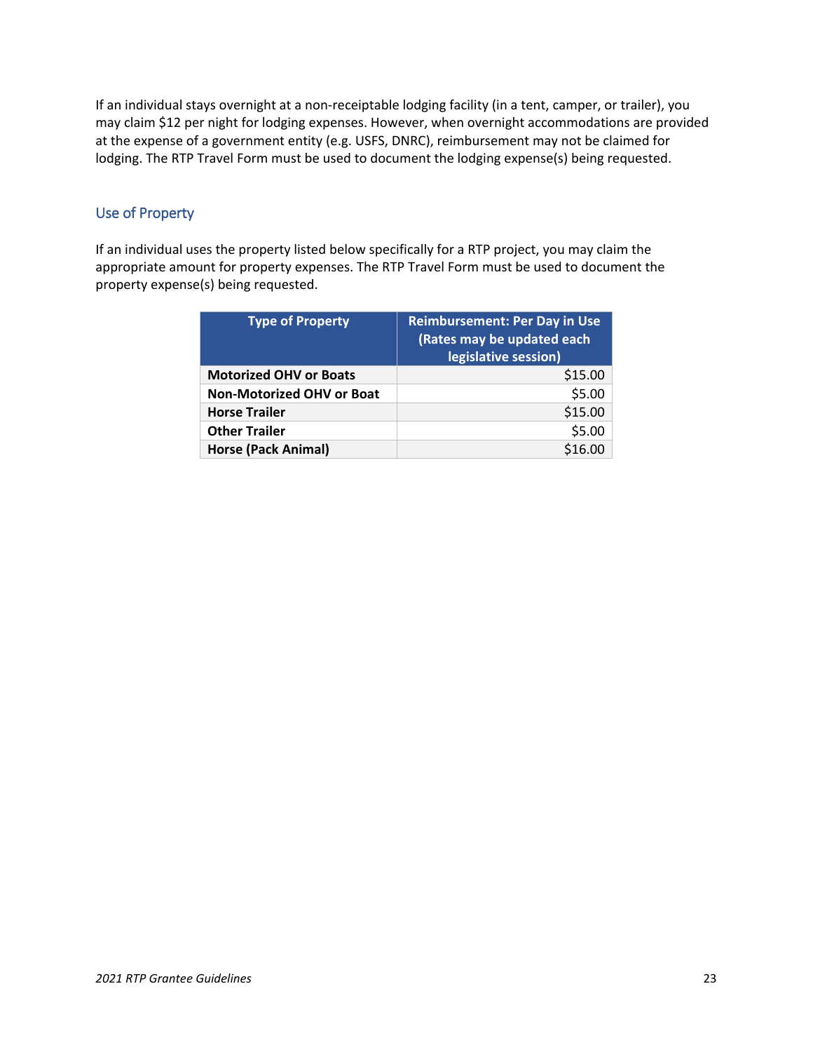If an individual stays overnight at a non-receiptable lodging facility (in a tent, camper, or trailer), you may claim $12 per night for lodging expenses. However, when overnight accommodations are provided at the expense of a government entity (e.g. USFS, DNRC), reimbursement may not be claimed for lodging. The RTP Travel Form must be used to document the lodging expense(s) being requested.

## Use of Property

If an individual uses the property listed below specifically for a RTP project, you may claim the appropriate amount for property expenses. The RTP Travel Form must be used to document the property expense(s) being requested.

| Type of Property | Reimbursement: Per Day in Use (Rates may be updated each legislative session) |
|---|---:|
| **Motorized OHV or Boats** | $15.00 |
| **Non-Motorized OHV or Boat** | $5.00 |
| **Horse Trailer** | $15.00 |
| **Other Trailer** | $5.00 |
| **Horse (Pack Animal)** | $16.00 |